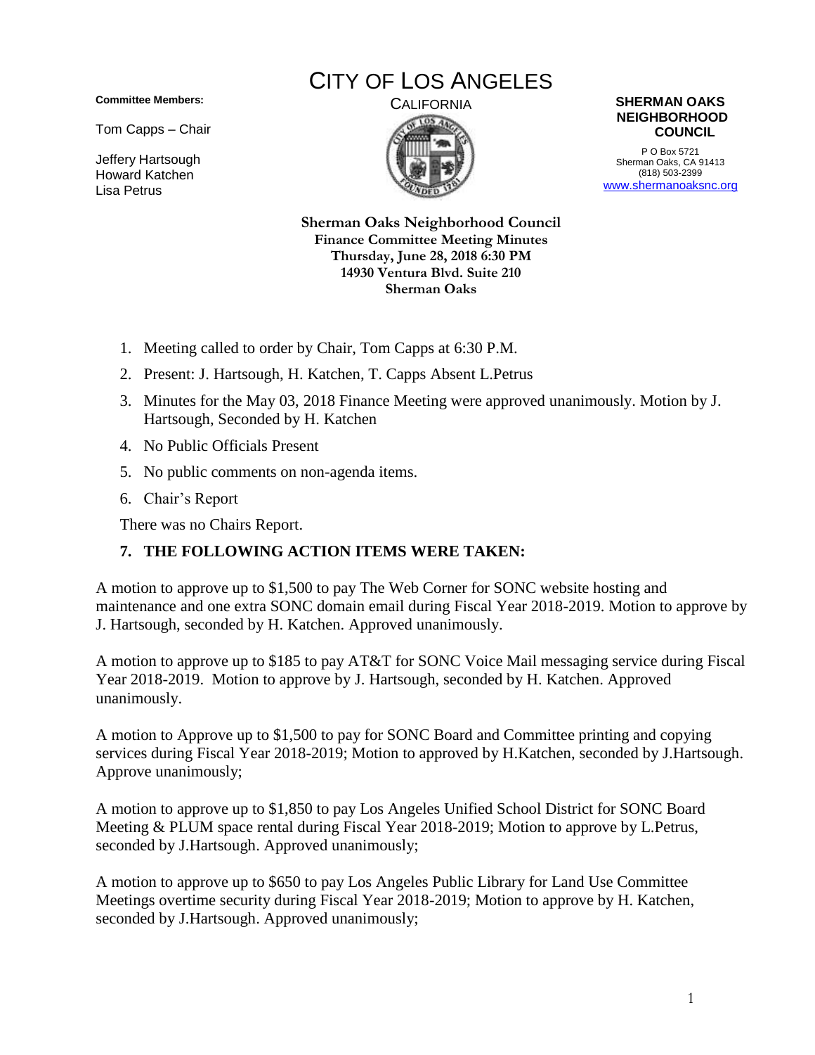**Committee Members:**

Tom Capps – Chair

Jeffery Hartsough
Howard Katchen
Lisa Petrus

# CITY OF LOS ANGELES

CALIFORNIA

**SHERMAN OAKS NEIGHBORHOOD COUNCIL**

P O Box 5721
Sherman Oaks, CA 91413
(818) 503-2399
www.shermanoaksnc.org

**Sherman Oaks Neighborhood Council**
**Finance Committee Meeting Minutes**
**Thursday, June 28, 2018 6:30 PM**
**14930 Ventura Blvd. Suite 210**
**Sherman Oaks**

1. Meeting called to order by Chair, Tom Capps at 6:30 P.M.
2. Present: J. Hartsough, H. Katchen, T. Capps Absent L.Petrus
3. Minutes for the May 03, 2018 Finance Meeting were approved unanimously. Motion by J. Hartsough, Seconded by H. Katchen
4. No Public Officials Present
5. No public comments on non-agenda items.
6. Chair's Report

There was no Chairs Report.

**7. THE FOLLOWING ACTION ITEMS WERE TAKEN:**

A motion to approve up to $1,500 to pay The Web Corner for SONC website hosting and maintenance and one extra SONC domain email during Fiscal Year 2018-2019. Motion to approve by J. Hartsough, seconded by H. Katchen. Approved unanimously.

A motion to approve up to $185 to pay AT&T for SONC Voice Mail messaging service during Fiscal Year 2018-2019. Motion to approve by J. Hartsough, seconded by H. Katchen. Approved unanimously.

A motion to Approve up to $1,500 to pay for SONC Board and Committee printing and copying services during Fiscal Year 2018-2019; Motion to approved by H.Katchen, seconded by J.Hartsough. Approve unanimously;

A motion to approve up to $1,850 to pay Los Angeles Unified School District for SONC Board Meeting & PLUM space rental during Fiscal Year 2018-2019; Motion to approve by L.Petrus, seconded by J.Hartsough. Approved unanimously;

A motion to approve up to $650 to pay Los Angeles Public Library for Land Use Committee Meetings overtime security during Fiscal Year 2018-2019; Motion to approve by H. Katchen, seconded by J.Hartsough. Approved unanimously;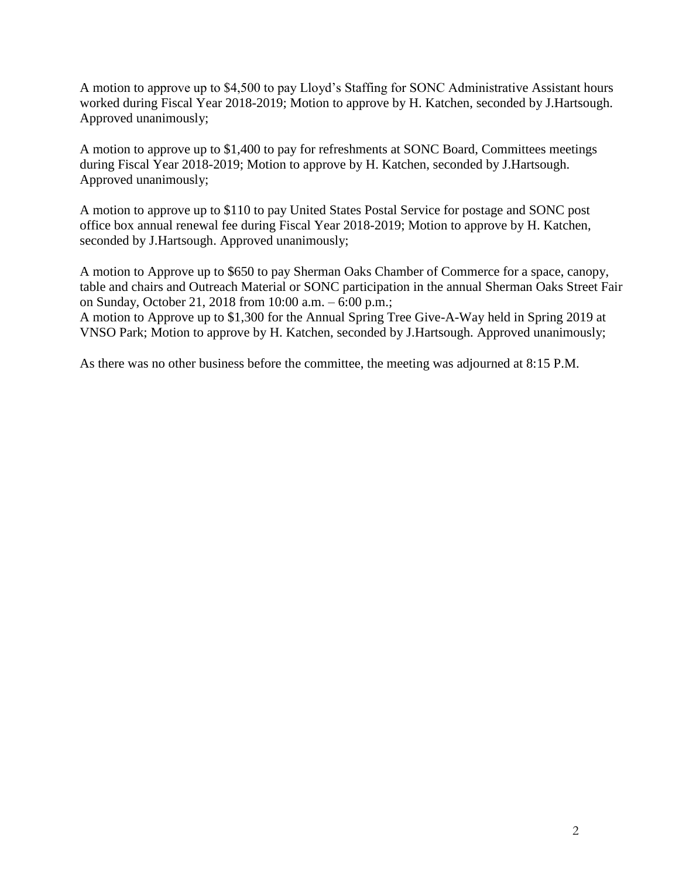A motion to approve up to $4,500 to pay Lloyd's Staffing for SONC Administrative Assistant hours worked during Fiscal Year 2018-2019; Motion to approve by H. Katchen, seconded by J.Hartsough. Approved unanimously;

A motion to approve up to $1,400 to pay for refreshments at SONC Board, Committees meetings during Fiscal Year 2018-2019; Motion to approve by H. Katchen, seconded by J.Hartsough. Approved unanimously;

A motion to approve up to $110 to pay United States Postal Service for postage and SONC post office box annual renewal fee during Fiscal Year 2018-2019; Motion to approve by H. Katchen, seconded by J.Hartsough. Approved unanimously;

A motion to Approve up to $650 to pay Sherman Oaks Chamber of Commerce for a space, canopy, table and chairs and Outreach Material or SONC participation in the annual Sherman Oaks Street Fair on Sunday, October 21, 2018 from 10:00 a.m. – 6:00 p.m.;
A motion to Approve up to $1,300 for the Annual Spring Tree Give-A-Way held in Spring 2019 at VNSO Park; Motion to approve by H. Katchen, seconded by J.Hartsough. Approved unanimously;

As there was no other business before the committee, the meeting was adjourned at 8:15 P.M.